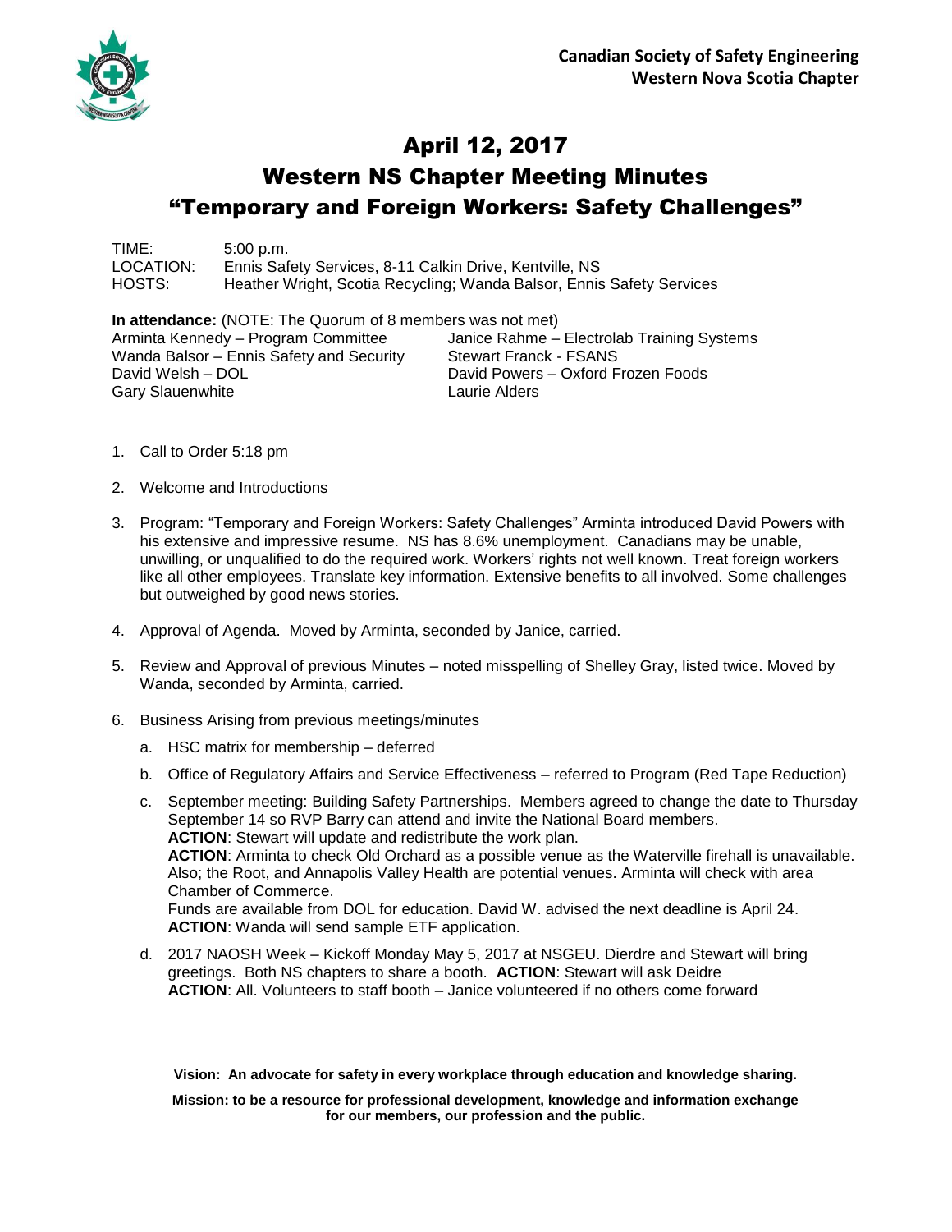**Canadian Society of Safety Engineering**
**Western Nova Scotia Chapter**

# April 12, 2017
# Western NS Chapter Meeting Minutes
# "Temporary and Foreign Workers: Safety Challenges"

TIME: 5:00 p.m.
LOCATION: Ennis Safety Services, 8-11 Calkin Drive, Kentville, NS
HOSTS: Heather Wright, Scotia Recycling; Wanda Balsor, Ennis Safety Services

**In attendance:** (NOTE: The Quorum of 8 members was not met)

Arminta Kennedy – Program Committee
Wanda Balsor – Ennis Safety and Security
David Welsh – DOL
Gary Slauenwhite
Janice Rahme – Electrolab Training Systems
Stewart Franck - FSANS
David Powers – Oxford Frozen Foods
Laurie Alders

1. Call to Order 5:18 pm
2. Welcome and Introductions
3. Program: "Temporary and Foreign Workers: Safety Challenges" Arminta introduced David Powers with his extensive and impressive resume. NS has 8.6% unemployment. Canadians may be unable, unwilling, or unqualified to do the required work. Workers' rights not well known. Treat foreign workers like all other employees. Translate key information. Extensive benefits to all involved. Some challenges but outweighed by good news stories.
4. Approval of Agenda. Moved by Arminta, seconded by Janice, carried.
5. Review and Approval of previous Minutes – noted misspelling of Shelley Gray, listed twice. Moved by Wanda, seconded by Arminta, carried.
6. Business Arising from previous meetings/minutes
   a. HSC matrix for membership – deferred
   b. Office of Regulatory Affairs and Service Effectiveness – referred to Program (Red Tape Reduction)
   c. September meeting: Building Safety Partnerships. Members agreed to change the date to Thursday September 14 so RVP Barry can attend and invite the National Board members.
      **ACTION**: Stewart will update and redistribute the work plan.
      **ACTION**: Arminta to check Old Orchard as a possible venue as the Waterville firehall is unavailable. Also; the Root, and Annapolis Valley Health are potential venues. Arminta will check with area Chamber of Commerce.
      Funds are available from DOL for education. David W. advised the next deadline is April 24.
      **ACTION**: Wanda will send sample ETF application.
   d. 2017 NAOSH Week – Kickoff Monday May 5, 2017 at NSGEU. Dierdre and Stewart will bring greetings. Both NS chapters to share a booth. **ACTION**: Stewart will ask Deidre
      **ACTION**: All. Volunteers to staff booth – Janice volunteered if no others come forward

**Vision: An advocate for safety in every workplace through education and knowledge sharing.**

**Mission: to be a resource for professional development, knowledge and information exchange for our members, our profession and the public.**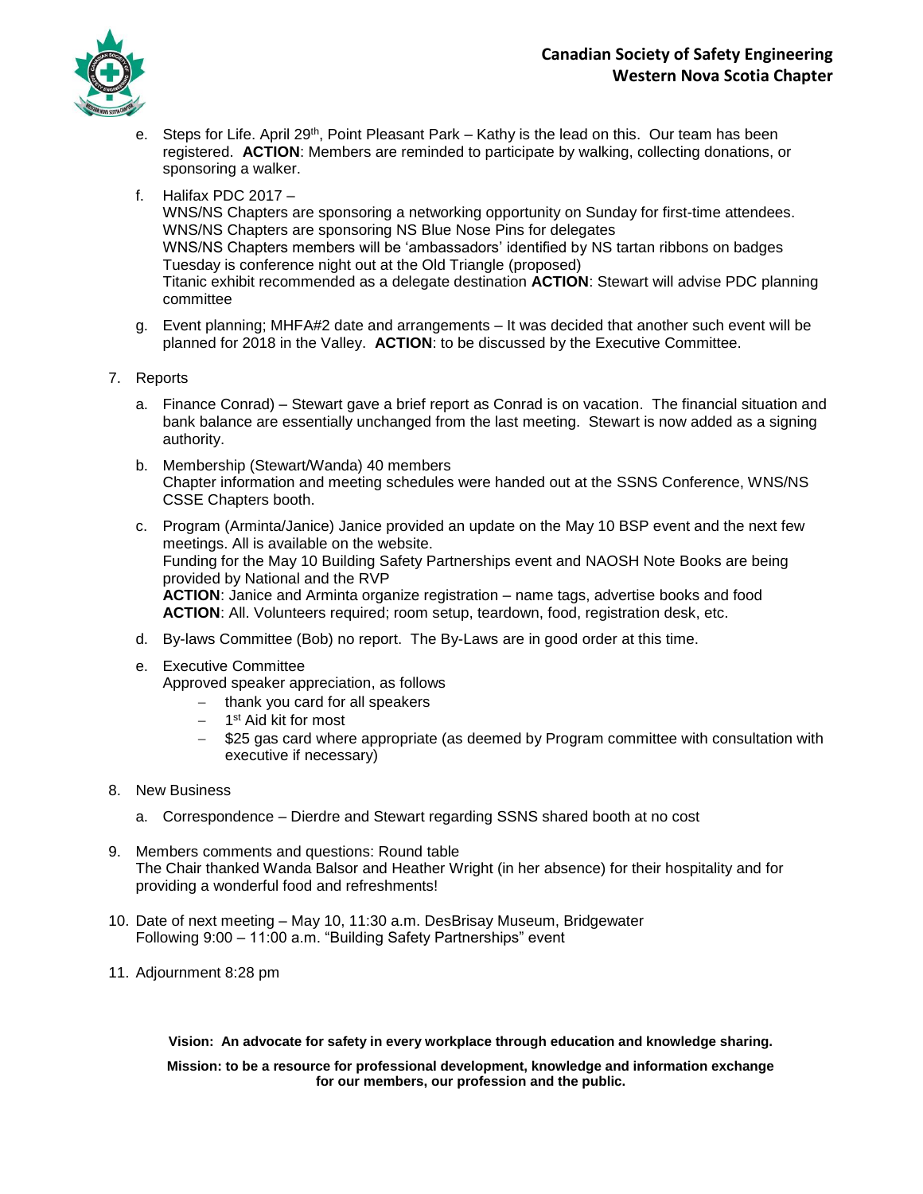e. Steps for Life. April 29th, Point Pleasant Park – Kathy is the lead on this. Our team has been registered. **ACTION**: Members are reminded to participate by walking, collecting donations, or sponsoring a walker.

f. Halifax PDC 2017 –
WNS/NS Chapters are sponsoring a networking opportunity on Sunday for first-time attendees.
WNS/NS Chapters are sponsoring NS Blue Nose Pins for delegates
WNS/NS Chapters members will be 'ambassadors' identified by NS tartan ribbons on badges
Tuesday is conference night out at the Old Triangle (proposed)
Titanic exhibit recommended as a delegate destination **ACTION**: Stewart will advise PDC planning committee

g. Event planning; MHFA#2 date and arrangements – It was decided that another such event will be planned for 2018 in the Valley. **ACTION**: to be discussed by the Executive Committee.

7. Reports

   a. Finance Conrad) – Stewart gave a brief report as Conrad is on vacation. The financial situation and bank balance are essentially unchanged from the last meeting. Stewart is now added as a signing authority.

   b. Membership (Stewart/Wanda) 40 members
   Chapter information and meeting schedules were handed out at the SSNS Conference, WNS/NS CSSE Chapters booth.

   c. Program (Arminta/Janice) Janice provided an update on the May 10 BSP event and the next few meetings. All is available on the website.
   Funding for the May 10 Building Safety Partnerships event and NAOSH Note Books are being provided by National and the RVP
   **ACTION**: Janice and Arminta organize registration – name tags, advertise books and food
   **ACTION**: All. Volunteers required; room setup, teardown, food, registration desk, etc.

   d. By-laws Committee (Bob) no report. The By-Laws are in good order at this time.

   e. Executive Committee
   Approved speaker appreciation, as follows
      - thank you card for all speakers
      - 1st Aid kit for most
      - $25 gas card where appropriate (as deemed by Program committee with consultation with executive if necessary)

8. New Business

   a. Correspondence – Dierdre and Stewart regarding SSNS shared booth at no cost

9. Members comments and questions: Round table
The Chair thanked Wanda Balsor and Heather Wright (in her absence) for their hospitality and for providing a wonderful food and refreshments!

10. Date of next meeting – May 10, 11:30 a.m. DesBrisay Museum, Bridgewater
Following 9:00 – 11:00 a.m. "Building Safety Partnerships" event

11. Adjournment 8:28 pm

**Vision: An advocate for safety in every workplace through education and knowledge sharing.**

**Mission: to be a resource for professional development, knowledge and information exchange for our members, our profession and the public.**